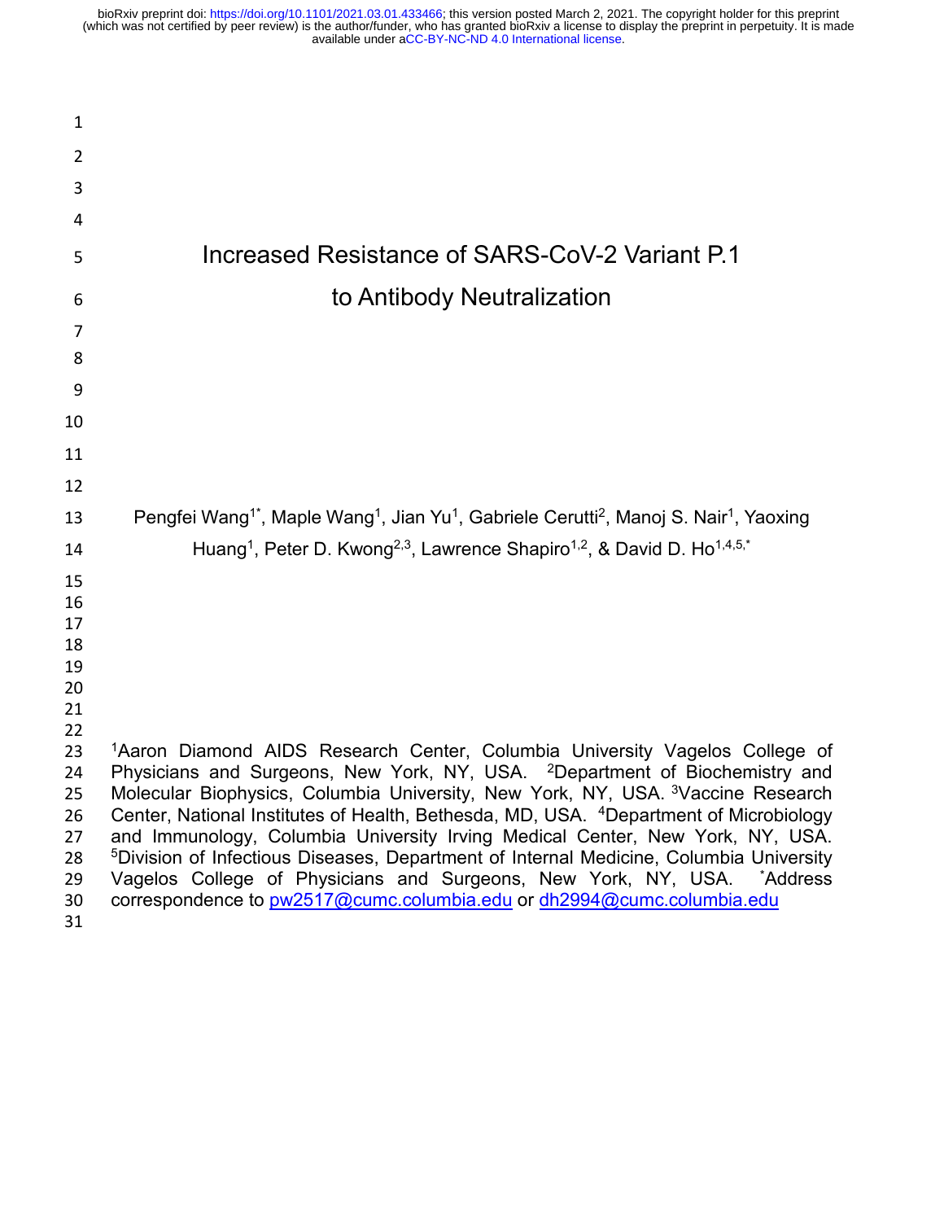# Increased Resistance of SARS-CoV-2 Variant P.1 to Antibody Neutralization

Pengfei Wang[1*], Maple Wang[1], Jian Yu[1], Gabriele Cerutti[2], Manoj S. Nair[1], Yaoxing Huang[1], Peter D. Kwong[2,3], Lawrence Shapiro[1,2], & David D. Ho[1,4,5,*]

[1]Aaron Diamond AIDS Research Center, Columbia University Vagelos College of Physicians and Surgeons, New York, NY, USA. [2]Department of Biochemistry and Molecular Biophysics, Columbia University, New York, NY, USA. [3]Vaccine Research Center, National Institutes of Health, Bethesda, MD, USA. [4]Department of Microbiology and Immunology, Columbia University Irving Medical Center, New York, NY, USA. [5]Division of Infectious Diseases, Department of Internal Medicine, Columbia University Vagelos College of Physicians and Surgeons, New York, NY, USA. [*]Address correspondence to pw2517@cumc.columbia.edu or dh2994@cumc.columbia.edu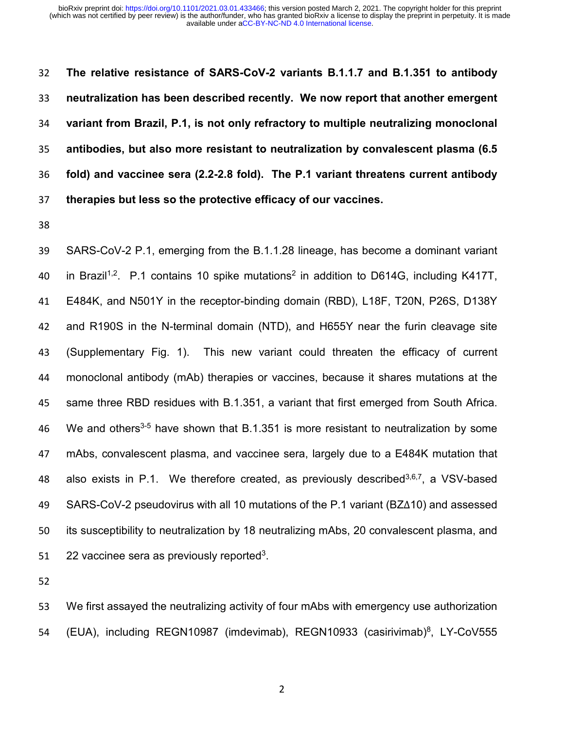**The relative resistance of SARS-CoV-2 variants B.1.1.7 and B.1.351 to antibody neutralization has been described recently. We now report that another emergent variant from Brazil, P.1, is not only refractory to multiple neutralizing monoclonal antibodies, but also more resistant to neutralization by convalescent plasma (6.5 fold) and vaccinee sera (2.2-2.8 fold). The P.1 variant threatens current antibody therapies but less so the protective efficacy of our vaccines.**

SARS-CoV-2 P.1, emerging from the B.1.1.28 lineage, has become a dominant variant in Brazil[1,2]. P.1 contains 10 spike mutations[2] in addition to D614G, including K417T, E484K, and N501Y in the receptor-binding domain (RBD), L18F, T20N, P26S, D138Y and R190S in the N-terminal domain (NTD), and H655Y near the furin cleavage site (Supplementary Fig. 1). This new variant could threaten the efficacy of current monoclonal antibody (mAb) therapies or vaccines, because it shares mutations at the same three RBD residues with B.1.351, a variant that first emerged from South Africa. We and others[3-5] have shown that B.1.351 is more resistant to neutralization by some mAbs, convalescent plasma, and vaccinee sera, largely due to a E484K mutation that also exists in P.1. We therefore created, as previously described[3,6,7], a VSV-based SARS-CoV-2 pseudovirus with all 10 mutations of the P.1 variant (BZΔ10) and assessed its susceptibility to neutralization by 18 neutralizing mAbs, 20 convalescent plasma, and 22 vaccinee sera as previously reported[3].

We first assayed the neutralizing activity of four mAbs with emergency use authorization (EUA), including REGN10987 (imdevimab), REGN10933 (casirivimab)[8], LY-CoV555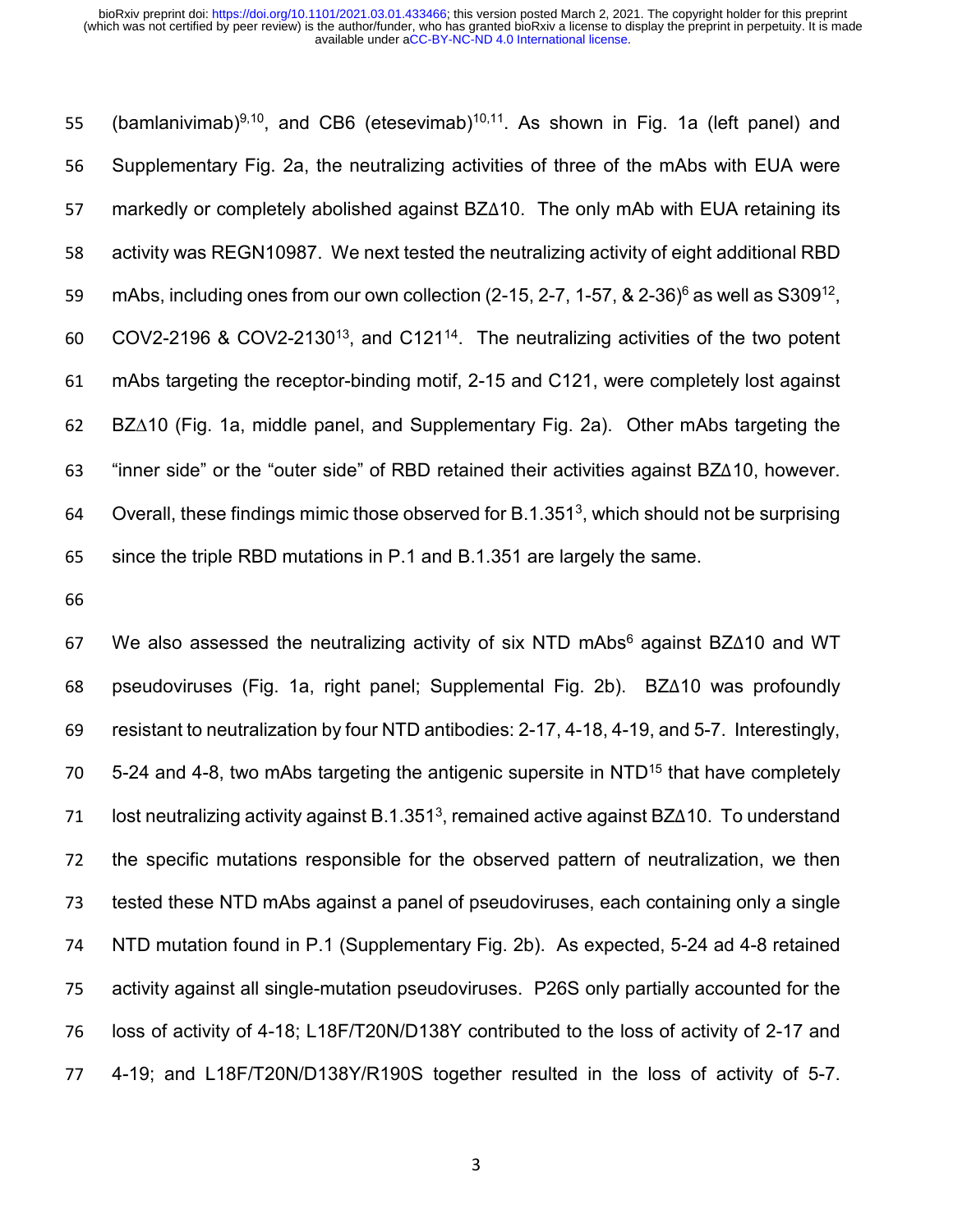(bamlanivimab)[9,10], and CB6 (etesevimab)[10,11]. As shown in Fig. 1a (left panel) and Supplementary Fig. 2a, the neutralizing activities of three of the mAbs with EUA were markedly or completely abolished against BZΔ10. The only mAb with EUA retaining its activity was REGN10987. We next tested the neutralizing activity of eight additional RBD mAbs, including ones from our own collection (2-15, 2-7, 1-57, & 2-36)[6] as well as S309[12], COV2-2196 & COV2-2130[13], and C121[14]. The neutralizing activities of the two potent mAbs targeting the receptor-binding motif, 2-15 and C121, were completely lost against BZΔ10 (Fig. 1a, middle panel, and Supplementary Fig. 2a). Other mAbs targeting the "inner side" or the "outer side" of RBD retained their activities against BZΔ10, however. Overall, these findings mimic those observed for B.1.351[3], which should not be surprising since the triple RBD mutations in P.1 and B.1.351 are largely the same.

We also assessed the neutralizing activity of six NTD mAbs[6] against BZΔ10 and WT pseudoviruses (Fig. 1a, right panel; Supplemental Fig. 2b). BZΔ10 was profoundly resistant to neutralization by four NTD antibodies: 2-17, 4-18, 4-19, and 5-7. Interestingly, 5-24 and 4-8, two mAbs targeting the antigenic supersite in NTD[15] that have completely lost neutralizing activity against B.1.351[3], remained active against BZΔ10. To understand the specific mutations responsible for the observed pattern of neutralization, we then tested these NTD mAbs against a panel of pseudoviruses, each containing only a single NTD mutation found in P.1 (Supplementary Fig. 2b). As expected, 5-24 ad 4-8 retained activity against all single-mutation pseudoviruses. P26S only partially accounted for the loss of activity of 4-18; L18F/T20N/D138Y contributed to the loss of activity of 2-17 and 4-19; and L18F/T20N/D138Y/R190S together resulted in the loss of activity of 5-7.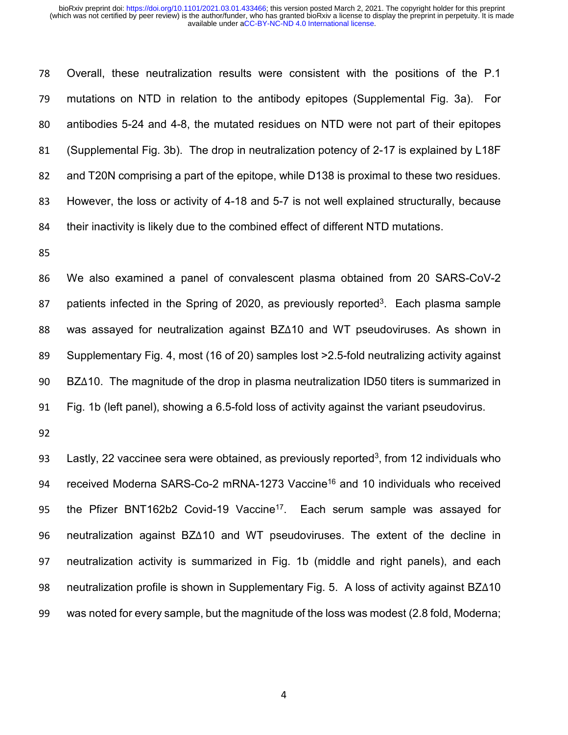Overall, these neutralization results were consistent with the positions of the P.1 mutations on NTD in relation to the antibody epitopes (Supplemental Fig. 3a). For antibodies 5-24 and 4-8, the mutated residues on NTD were not part of their epitopes (Supplemental Fig. 3b). The drop in neutralization potency of 2-17 is explained by L18F and T20N comprising a part of the epitope, while D138 is proximal to these two residues. However, the loss or activity of 4-18 and 5-7 is not well explained structurally, because their inactivity is likely due to the combined effect of different NTD mutations.

We also examined a panel of convalescent plasma obtained from 20 SARS-CoV-2 patients infected in the Spring of 2020, as previously reported[3]. Each plasma sample was assayed for neutralization against BZΔ10 and WT pseudoviruses. As shown in Supplementary Fig. 4, most (16 of 20) samples lost >2.5-fold neutralizing activity against BZΔ10. The magnitude of the drop in plasma neutralization ID50 titers is summarized in Fig. 1b (left panel), showing a 6.5-fold loss of activity against the variant pseudovirus.

Lastly, 22 vaccinee sera were obtained, as previously reported[3], from 12 individuals who received Moderna SARS-Co-2 mRNA-1273 Vaccine[16] and 10 individuals who received the Pfizer BNT162b2 Covid-19 Vaccine[17]. Each serum sample was assayed for neutralization against BZΔ10 and WT pseudoviruses. The extent of the decline in neutralization activity is summarized in Fig. 1b (middle and right panels), and each neutralization profile is shown in Supplementary Fig. 5. A loss of activity against BZΔ10 was noted for every sample, but the magnitude of the loss was modest (2.8 fold, Moderna;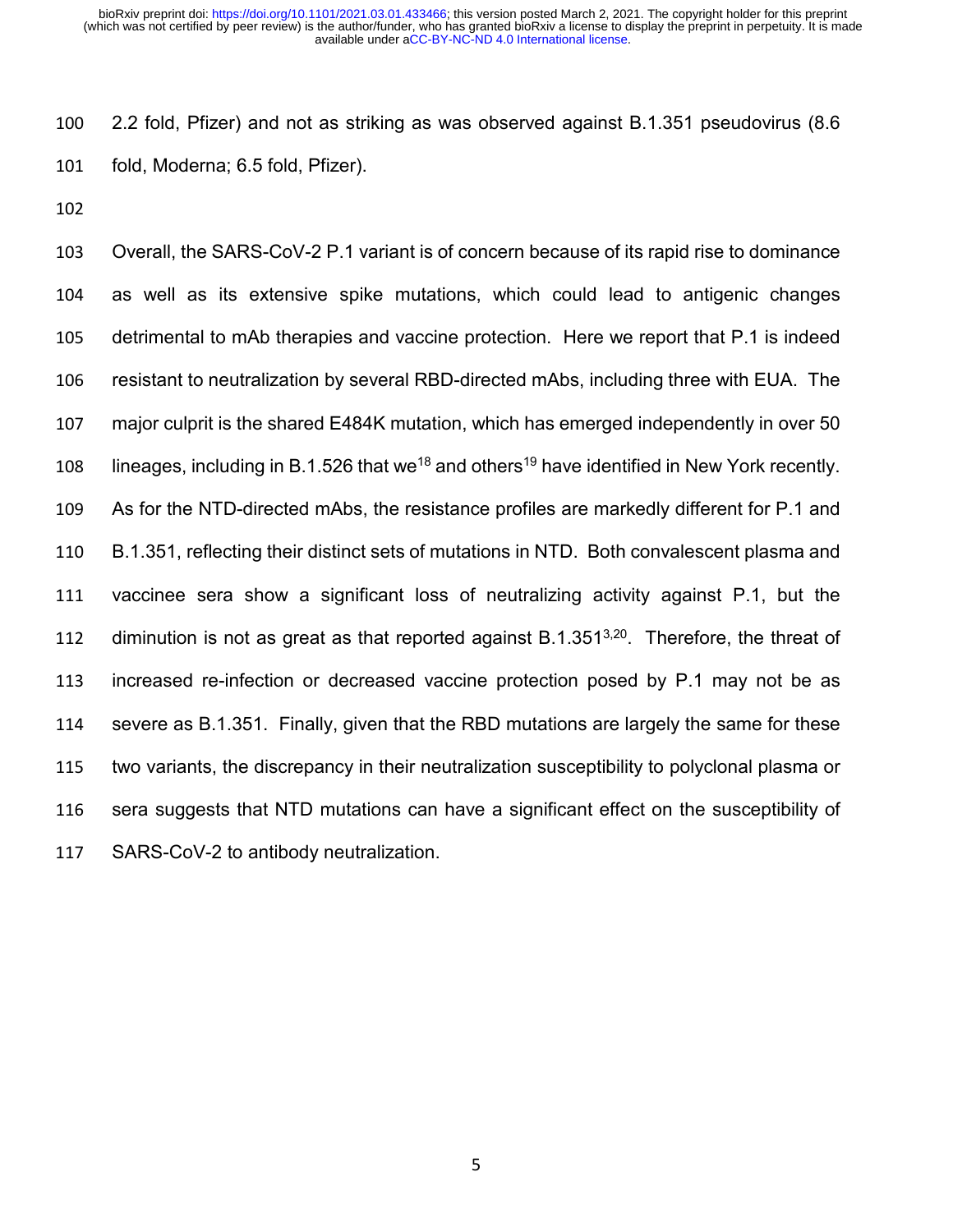2.2 fold, Pfizer) and not as striking as was observed against B.1.351 pseudovirus (8.6 fold, Moderna; 6.5 fold, Pfizer).

Overall, the SARS-CoV-2 P.1 variant is of concern because of its rapid rise to dominance as well as its extensive spike mutations, which could lead to antigenic changes detrimental to mAb therapies and vaccine protection. Here we report that P.1 is indeed resistant to neutralization by several RBD-directed mAbs, including three with EUA. The major culprit is the shared E484K mutation, which has emerged independently in over 50 lineages, including in B.1.526 that we[18] and others[19] have identified in New York recently. As for the NTD-directed mAbs, the resistance profiles are markedly different for P.1 and B.1.351, reflecting their distinct sets of mutations in NTD. Both convalescent plasma and vaccinee sera show a significant loss of neutralizing activity against P.1, but the diminution is not as great as that reported against B.1.351[3,20]. Therefore, the threat of increased re-infection or decreased vaccine protection posed by P.1 may not be as severe as B.1.351. Finally, given that the RBD mutations are largely the same for these two variants, the discrepancy in their neutralization susceptibility to polyclonal plasma or sera suggests that NTD mutations can have a significant effect on the susceptibility of SARS-CoV-2 to antibody neutralization.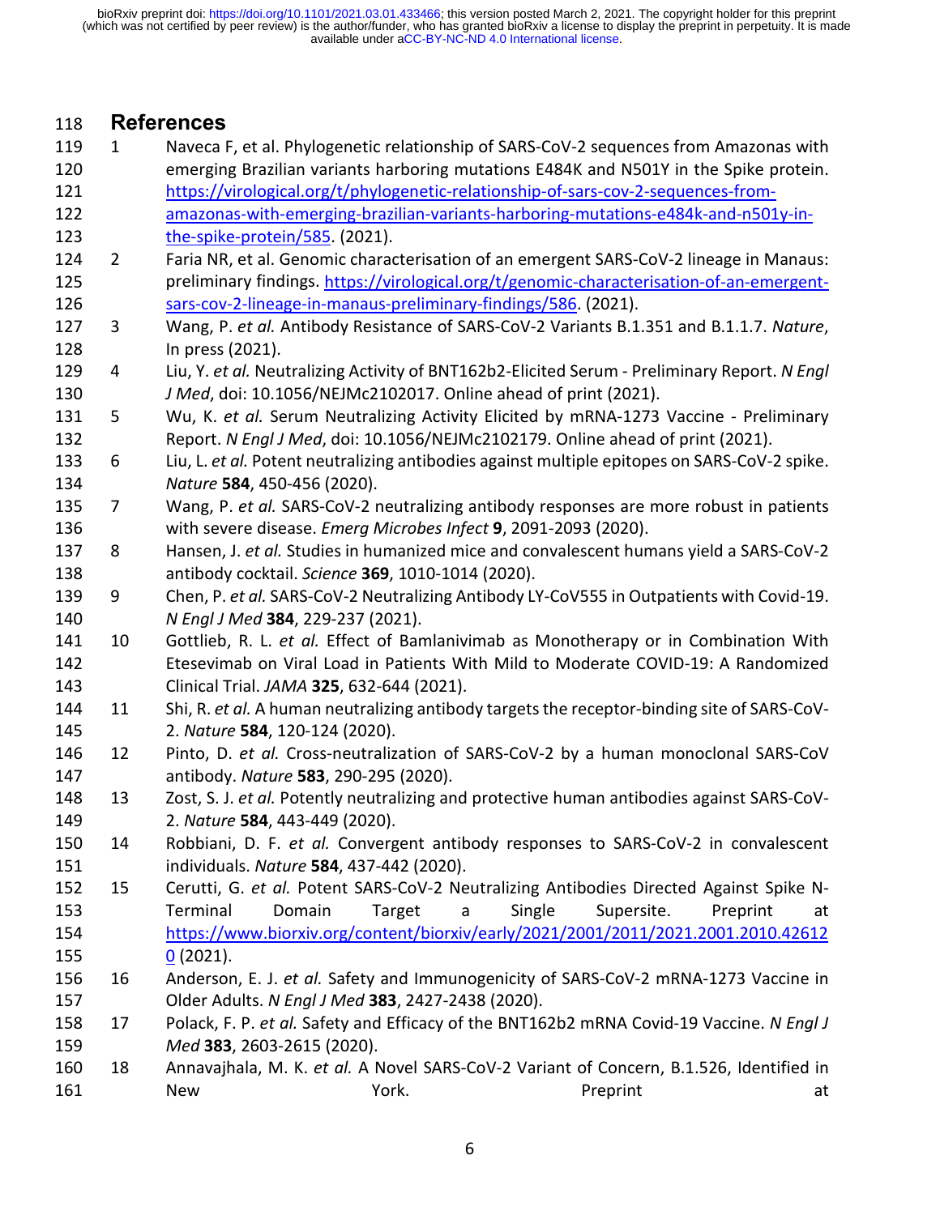## References

1. Naveca F, et al. Phylogenetic relationship of SARS-CoV-2 sequences from Amazonas with emerging Brazilian variants harboring mutations E484K and N501Y in the Spike protein. https://virological.org/t/phylogenetic-relationship-of-sars-cov-2-sequences-from-amazonas-with-emerging-brazilian-variants-harboring-mutations-e484k-and-n501y-in-the-spike-protein/585. (2021).
2. Faria NR, et al. Genomic characterisation of an emergent SARS-CoV-2 lineage in Manaus: preliminary findings. https://virological.org/t/genomic-characterisation-of-an-emergent-sars-cov-2-lineage-in-manaus-preliminary-findings/586. (2021).
3. Wang, P. *et al.* Antibody Resistance of SARS-CoV-2 Variants B.1.351 and B.1.1.7. *Nature*, In press (2021).
4. Liu, Y. *et al.* Neutralizing Activity of BNT162b2-Elicited Serum - Preliminary Report. *N Engl J Med*, doi: 10.1056/NEJMc2102017. Online ahead of print (2021).
5. Wu, K. *et al.* Serum Neutralizing Activity Elicited by mRNA-1273 Vaccine - Preliminary Report. *N Engl J Med*, doi: 10.1056/NEJMc2102179. Online ahead of print (2021).
6. Liu, L. *et al.* Potent neutralizing antibodies against multiple epitopes on SARS-CoV-2 spike. *Nature* **584**, 450-456 (2020).
7. Wang, P. *et al.* SARS-CoV-2 neutralizing antibody responses are more robust in patients with severe disease. *Emerg Microbes Infect* **9**, 2091-2093 (2020).
8. Hansen, J. *et al.* Studies in humanized mice and convalescent humans yield a SARS-CoV-2 antibody cocktail. *Science* **369**, 1010-1014 (2020).
9. Chen, P. *et al.* SARS-CoV-2 Neutralizing Antibody LY-CoV555 in Outpatients with Covid-19. *N Engl J Med* **384**, 229-237 (2021).
10. Gottlieb, R. L. *et al.* Effect of Bamlanivimab as Monotherapy or in Combination With Etesevimab on Viral Load in Patients With Mild to Moderate COVID-19: A Randomized Clinical Trial. *JAMA* **325**, 632-644 (2021).
11. Shi, R. *et al.* A human neutralizing antibody targets the receptor-binding site of SARS-CoV-2. *Nature* **584**, 120-124 (2020).
12. Pinto, D. *et al.* Cross-neutralization of SARS-CoV-2 by a human monoclonal SARS-CoV antibody. *Nature* **583**, 290-295 (2020).
13. Zost, S. J. *et al.* Potently neutralizing and protective human antibodies against SARS-CoV-2. *Nature* **584**, 443-449 (2020).
14. Robbiani, D. F. *et al.* Convergent antibody responses to SARS-CoV-2 in convalescent individuals. *Nature* **584**, 437-442 (2020).
15. Cerutti, G. *et al.* Potent SARS-CoV-2 Neutralizing Antibodies Directed Against Spike N-Terminal Domain Target a Single Supersite. Preprint at https://www.biorxiv.org/content/biorxiv/early/2021/2001/2011/2021.2001.2010.426120 (2021).
16. Anderson, E. J. *et al.* Safety and Immunogenicity of SARS-CoV-2 mRNA-1273 Vaccine in Older Adults. *N Engl J Med* **383**, 2427-2438 (2020).
17. Polack, F. P. *et al.* Safety and Efficacy of the BNT162b2 mRNA Covid-19 Vaccine. *N Engl J Med* **383**, 2603-2615 (2020).
18. Annavajhala, M. K. *et al.* A Novel SARS-CoV-2 Variant of Concern, B.1.526, Identified in New York. Preprint at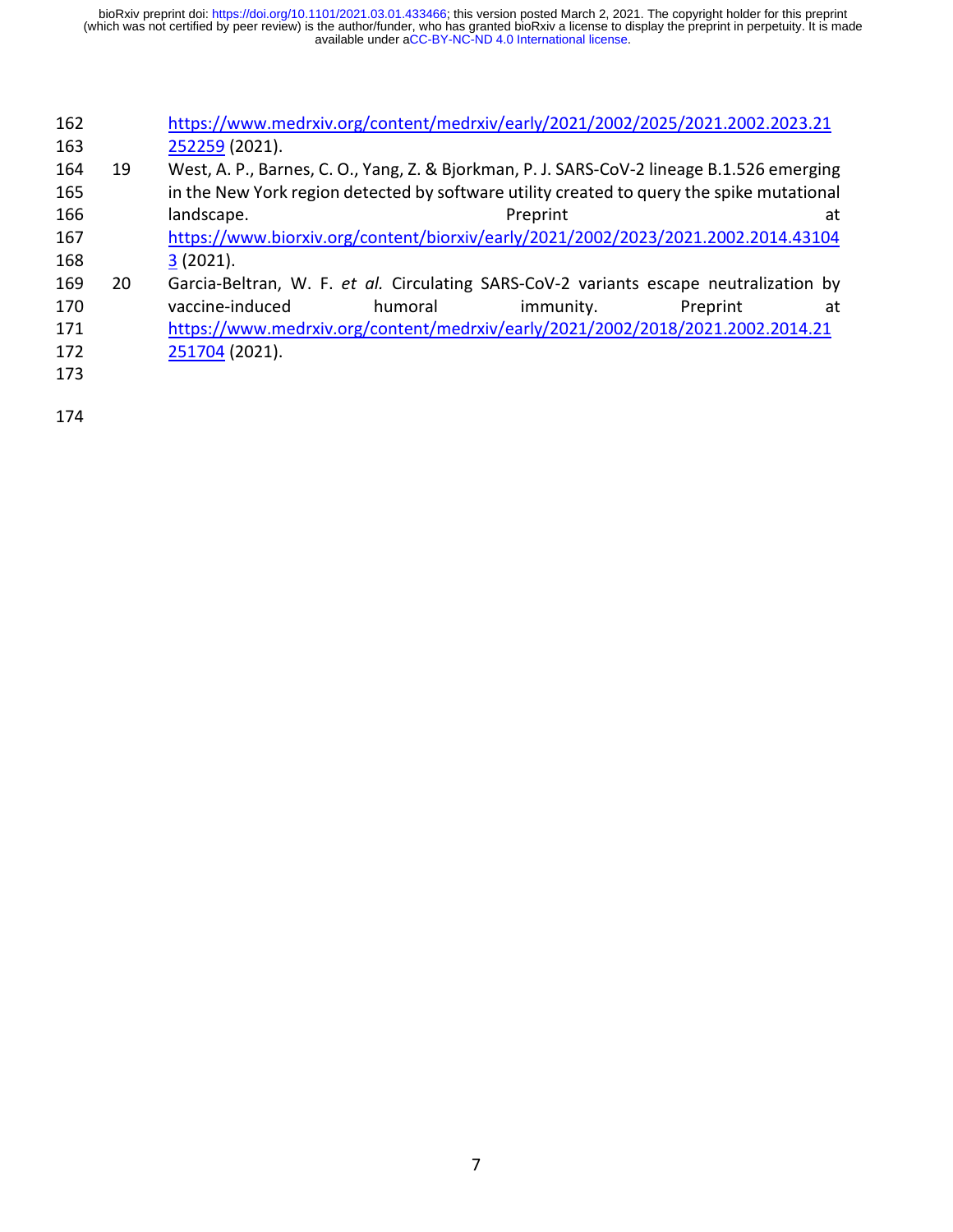https://www.medrxiv.org/content/medrxiv/early/2021/2002/2025/2021.2002.2023.21252259 (2021).

19 West, A. P., Barnes, C. O., Yang, Z. & Bjorkman, P. J. SARS-CoV-2 lineage B.1.526 emerging in the New York region detected by software utility created to query the spike mutational landscape. Preprint at https://www.biorxiv.org/content/biorxiv/early/2021/2002/2023/2021.2002.2014.431043 (2021).

20 Garcia-Beltran, W. F. *et al.* Circulating SARS-CoV-2 variants escape neutralization by vaccine-induced humoral immunity. Preprint at https://www.medrxiv.org/content/medrxiv/early/2021/2002/2018/2021.2002.2014.21251704 (2021).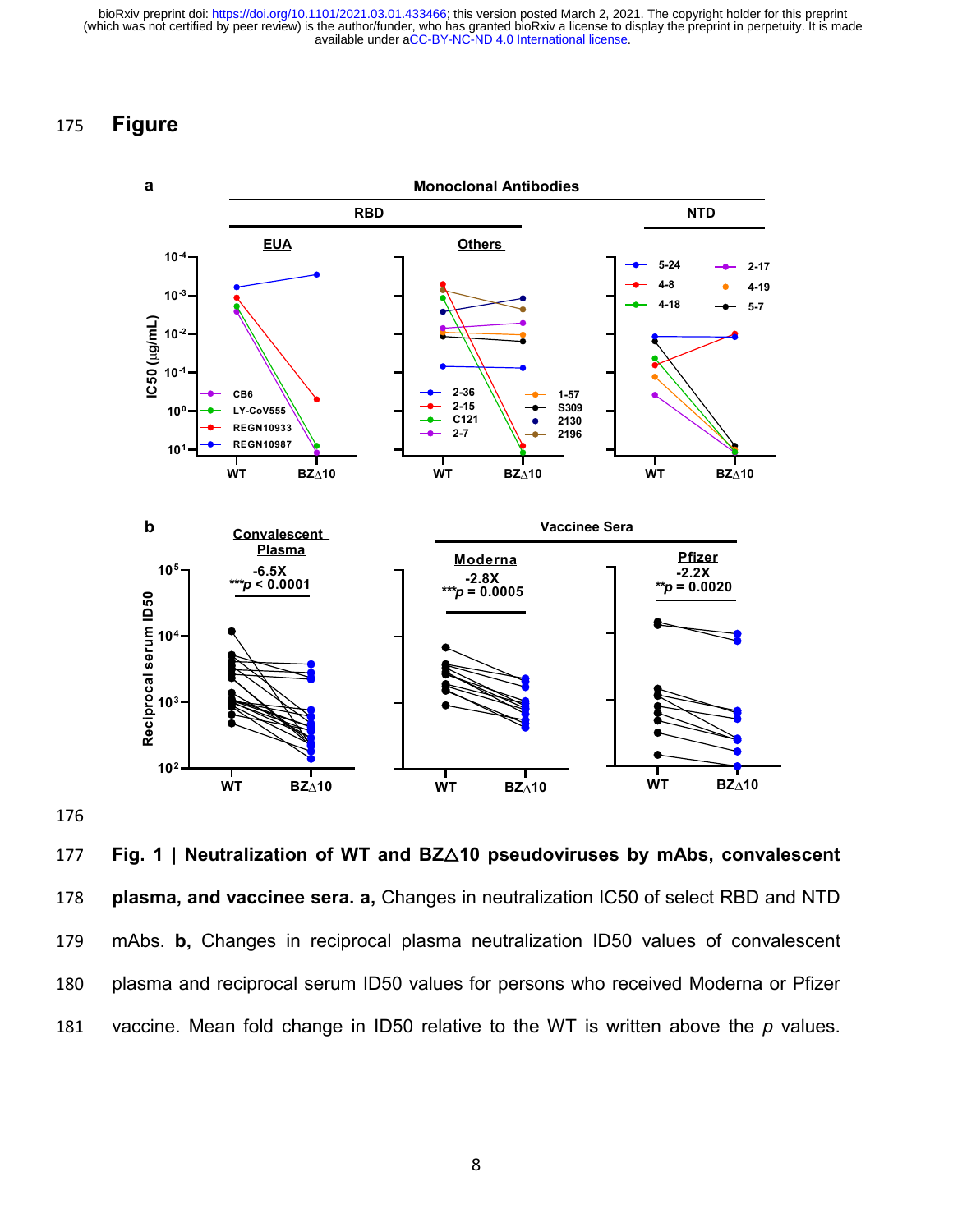# Figure

**Fig. 1 | Neutralization of WT and BZ△10 pseudoviruses by mAbs, convalescent plasma, and vaccinee sera. a,** Changes in neutralization IC50 of select RBD and NTD mAbs. **b,** Changes in reciprocal plasma neutralization ID50 values of convalescent plasma and reciprocal serum ID50 values for persons who received Moderna or Pfizer vaccine. Mean fold change in ID50 relative to the WT is written above the *p* values.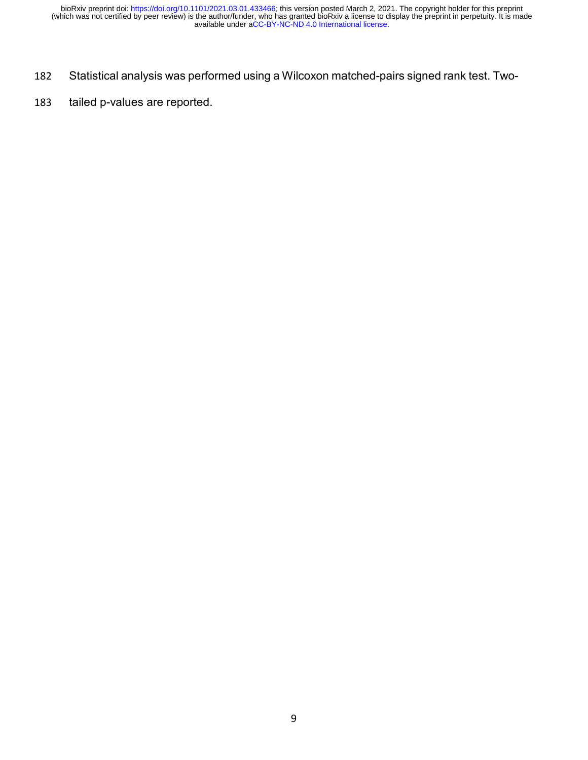Statistical analysis was performed using a Wilcoxon matched-pairs signed rank test. Two-tailed p-values are reported.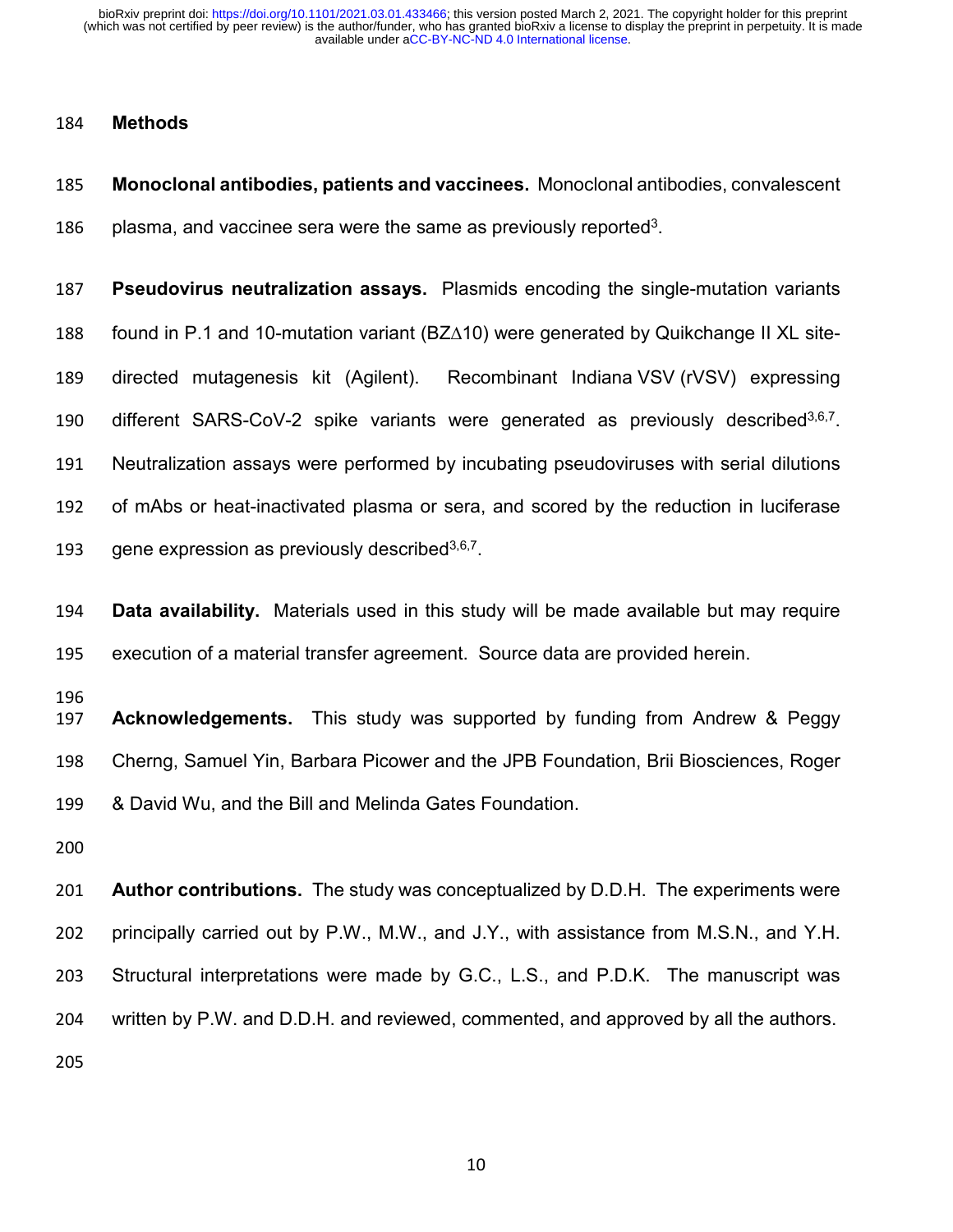## Methods

**Monoclonal antibodies, patients and vaccinees.** Monoclonal antibodies, convalescent plasma, and vaccinee sera were the same as previously reported[3].

**Pseudovirus neutralization assays.** Plasmids encoding the single-mutation variants found in P.1 and 10-mutation variant (BZ∆10) were generated by Quikchange II XL site-directed mutagenesis kit (Agilent). Recombinant Indiana VSV (rVSV) expressing different SARS-CoV-2 spike variants were generated as previously described[3,6,7]. Neutralization assays were performed by incubating pseudoviruses with serial dilutions of mAbs or heat-inactivated plasma or sera, and scored by the reduction in luciferase gene expression as previously described[3,6,7].

**Data availability.** Materials used in this study will be made available but may require execution of a material transfer agreement. Source data are provided herein.

**Acknowledgements.** This study was supported by funding from Andrew & Peggy Cherng, Samuel Yin, Barbara Picower and the JPB Foundation, Brii Biosciences, Roger & David Wu, and the Bill and Melinda Gates Foundation.

**Author contributions.** The study was conceptualized by D.D.H. The experiments were principally carried out by P.W., M.W., and J.Y., with assistance from M.S.N., and Y.H. Structural interpretations were made by G.C., L.S., and P.D.K. The manuscript was written by P.W. and D.D.H. and reviewed, commented, and approved by all the authors.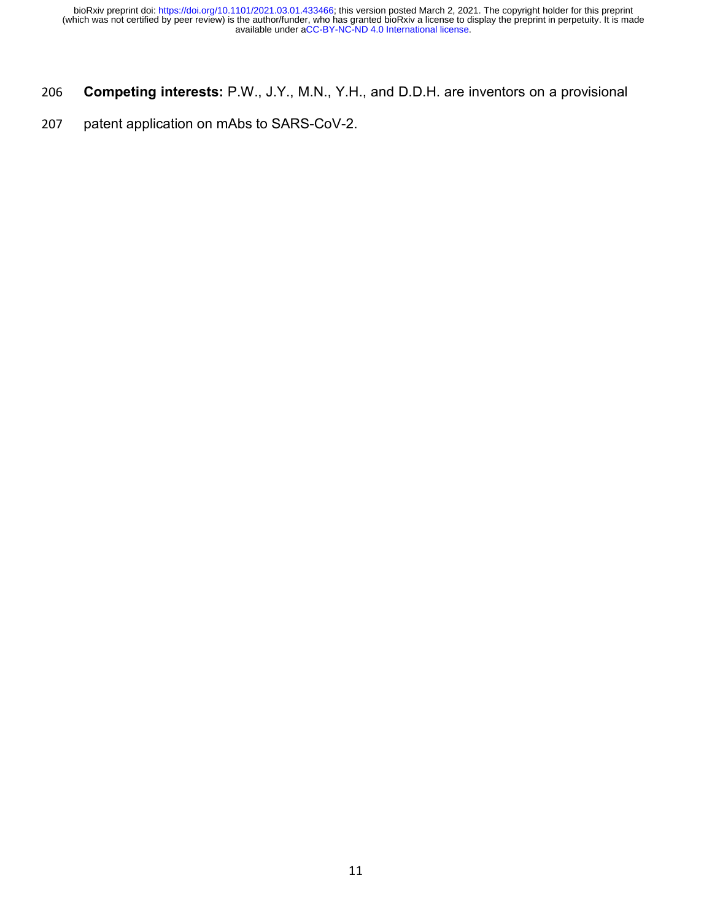**Competing interests:** P.W., J.Y., M.N., Y.H., and D.D.H. are inventors on a provisional patent application on mAbs to SARS-CoV-2.